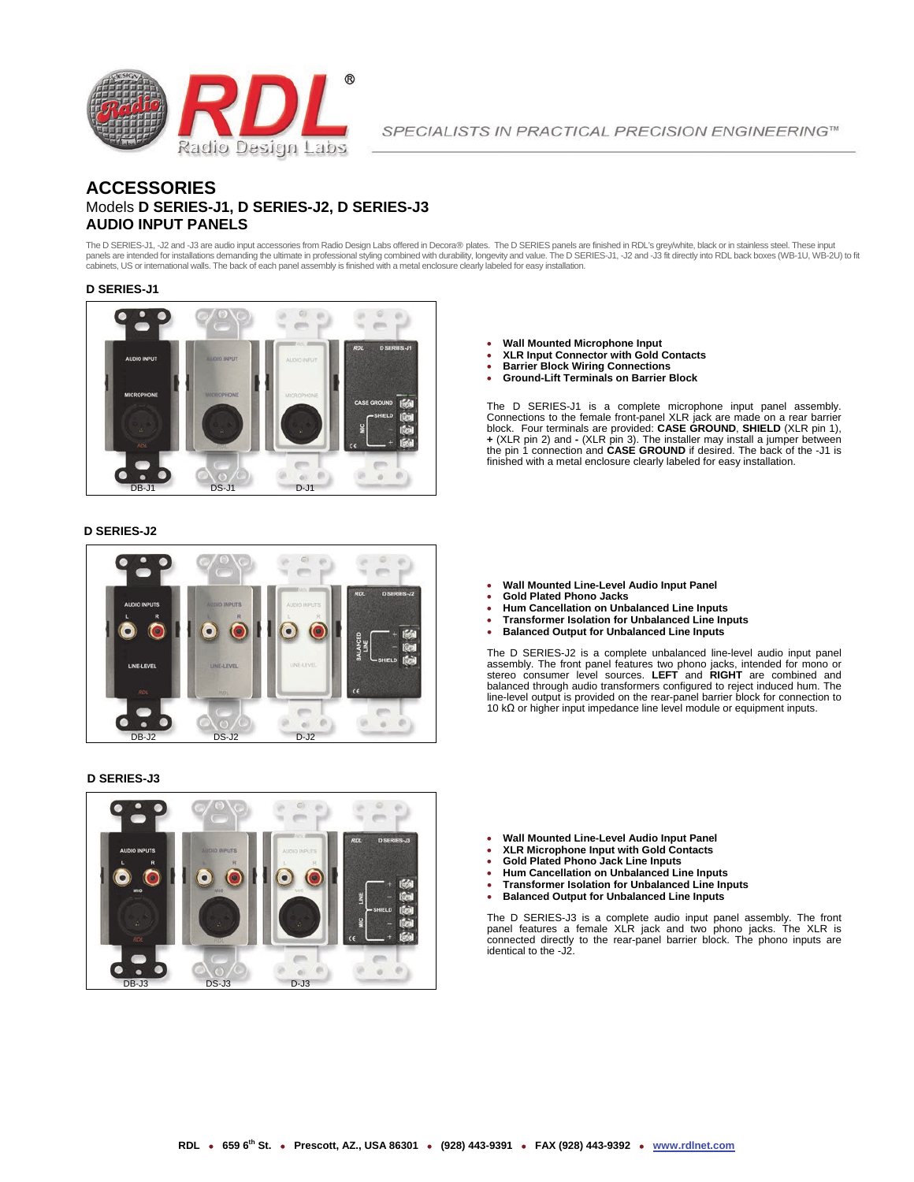SPECIALISTS IN PRACTICAL PRECISION ENGINEERING™

# ACCESSORIES

## Models **D SERIES-J1, D SERIES-J2, D SERIES-J3**
## AUDIO INPUT PANELS

The D SERIES-J1, -J2 and -J3 are audio input accessories from Radio Design Labs offered in Decora® plates. The D SERIES panels are finished in RDL's grey/white, black or in stainless steel. These input panels are intended for installations demanding the ultimate in professional styling combined with durability, longevity and value. The D SERIES-J1, -J2 and -J3 fit directly into RDL back boxes (WB-1U, WB-2U) to fit cabinets, US or international walls. The back of each panel assembly is finished with a metal enclosure clearly labeled for easy installation.

### D SERIES-J1

DB-J1 DS-J1 D-J1

- **Wall Mounted Microphone Input**
- **XLR Input Connector with Gold Contacts**
- **Barrier Block Wiring Connections**
- **Ground-Lift Terminals on Barrier Block**

The D SERIES-J1 is a complete microphone input panel assembly. Connections to the female front-panel XLR jack are made on a rear barrier block. Four terminals are provided: **CASE GROUND**, **SHIELD** (XLR pin 1), **+** (XLR pin 2) and **-** (XLR pin 3). The installer may install a jumper between the pin 1 connection and **CASE GROUND** if desired. The back of the -J1 is finished with a metal enclosure clearly labeled for easy installation.

### D SERIES-J2

DB-J2 DS-J2 D-J2

- **Wall Mounted Line-Level Audio Input Panel**
- **Gold Plated Phono Jacks**
- **Hum Cancellation on Unbalanced Line Inputs**
- **Transformer Isolation for Unbalanced Line Inputs**
- **Balanced Output for Unbalanced Line Inputs**

The D SERIES-J2 is a complete unbalanced line-level audio input panel assembly. The front panel features two phono jacks, intended for mono or stereo consumer level sources. **LEFT** and **RIGHT** are combined and balanced through audio transformers configured to reject induced hum. The line-level output is provided on the rear-panel barrier block for connection to 10 kΩ or higher input impedance line level module or equipment inputs.

### D SERIES-J3

DB-J3 DS-J3 D-J3

- **Wall Mounted Line-Level Audio Input Panel**
- **XLR Microphone Input with Gold Contacts**
- **Gold Plated Phono Jack Line Inputs**
- **Hum Cancellation on Unbalanced Line Inputs**
- **Transformer Isolation for Unbalanced Line Inputs**
- **Balanced Output for Unbalanced Line Inputs**

The D SERIES-J3 is a complete audio input panel assembly. The front panel features a female XLR jack and two phono jacks. The XLR is connected directly to the rear-panel barrier block. The phono inputs are identical to the -J2.

**RDL • 659 6th St. • Prescott, AZ., USA 86301 • (928) 443-9391 • FAX (928) 443-9392 • www.rdlnet.com**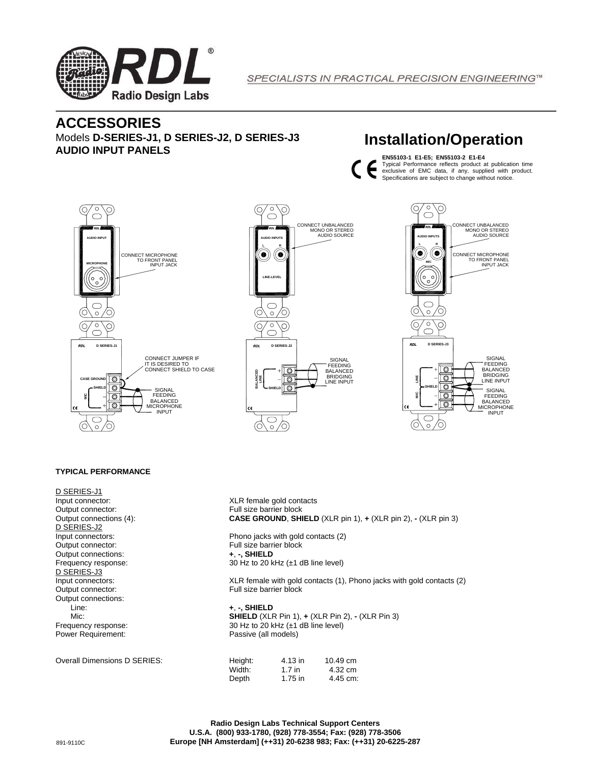RDL® Radio Design Labs

SPECIALISTS IN PRACTICAL PRECISION ENGINEERING™

# ACCESSORIES

Models **D-SERIES-J1, D SERIES-J2, D SERIES-J3**
**AUDIO INPUT PANELS**

# Installation/Operation

**EN55103-1 E1-E5; EN55103-2 E1-E4**
Typical Performance reflects product at publication time exclusive of EMC data, if any, supplied with product. Specifications are subject to change without notice.

AUDIO INPUT
MICROPHONE
CONNECT MICROPHONE TO FRONT PANEL INPUT JACK

D SERIES-J1
CONNECT JUMPER IF IT IS DESIRED TO CONNECT SHIELD TO CASE
CASE GROUND
SHIELD
MIC
SIGNAL FEEDING BALANCED MICROPHONE INPUT

AUDIO INPUTS
L R
LINE-LEVEL
CONNECT UNBALANCED MONO OR STEREO AUDIO SOURCE

D SERIES-J2
BALANCED LINE
SHIELD
SIGNAL FEEDING BALANCED BRIDGING LINE INPUT

AUDIO INPUTS
L R
MIC
CONNECT UNBALANCED MONO OR STEREO AUDIO SOURCE
CONNECT MICROPHONE TO FRONT PANEL INPUT JACK

D SERIES-J3
LINE
SHIELD
MIC
SIGNAL FEEDING BALANCED BRIDGING LINE INPUT
SIGNAL FEEDING BALANCED MICROPHONE INPUT

### TYPICAL PERFORMANCE

| | |
|---|---|
| D SERIES-J1 | |
| Input connector: | XLR female gold contacts |
| Output connector: | Full size barrier block |
| Output connections (4): | **CASE GROUND**, **SHIELD** (XLR pin 1), **+** (XLR pin 2), **-** (XLR pin 3) |
| D SERIES-J2 | |
| Input connectors: | Phono jacks with gold contacts (2) |
| Output connector: | Full size barrier block |
| Output connections: | **+**, **-**, **SHIELD** |
| Frequency response: | 30 Hz to 20 kHz (±1 dB line level) |
| D SERIES-J3 | |
| Input connectors: | XLR female with gold contacts (1), Phono jacks with gold contacts (2) |
| Output connector: | Full size barrier block |
| Output connections: | |
| Line: | **+**, **-**, **SHIELD** |
| Mic: | **SHIELD** (XLR Pin 1), **+** (XLR Pin 2), **-** (XLR Pin 3) |
| Frequency response: | 30 Hz to 20 kHz (±1 dB line level) |
| Power Requirement: | Passive (all models) |

| | | | |
|---|---|---|---|
| Overall Dimensions D SERIES: | Height: | 4.13 in | 10.49 cm |
| | Width: | 1.7 in | 4.32 cm |
| | Depth | 1.75 in | 4.45 cm: |

**Radio Design Labs Technical Support Centers**
**U.S.A. (800) 933-1780, (928) 778-3554; Fax: (928) 778-3506**
**Europe [NH Amsterdam] (++31) 20-6238 983; Fax: (++31) 20-6225-287**

891-9110C